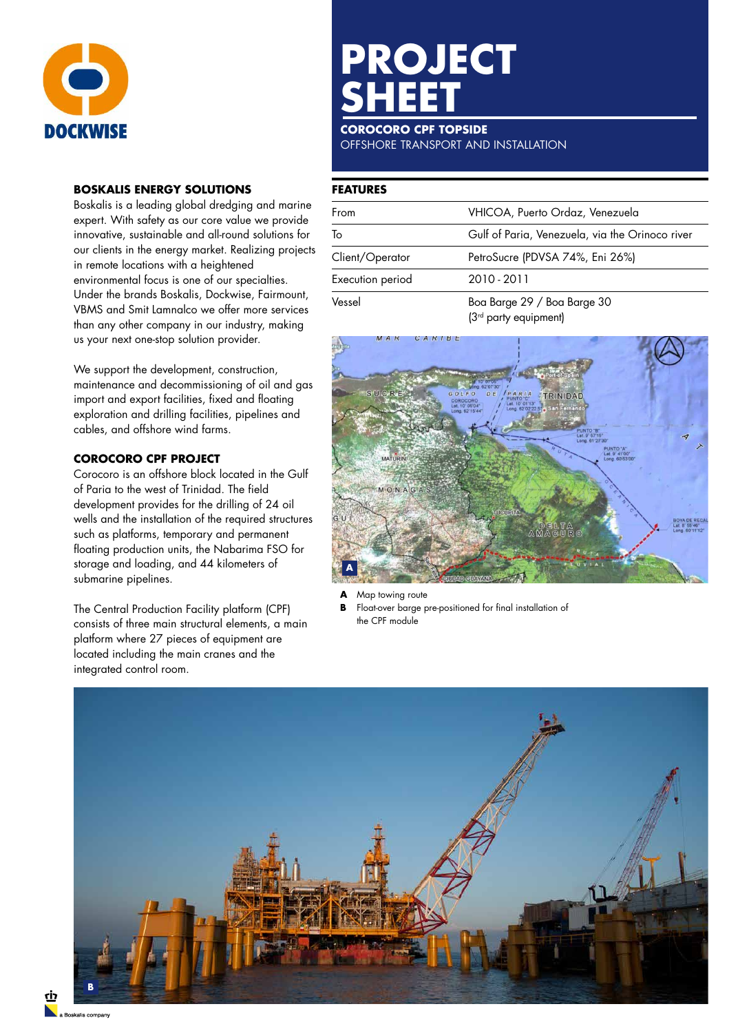DOCKWISE

# PROJECT SHEET

## COROCORO CPF TOPSIDE

OFFSHORE TRANSPORT AND INSTALLATION

### BOSKALIS ENERGY SOLUTIONS

Boskalis is a leading global dredging and marine expert. With safety as our core value we provide innovative, sustainable and all-round solutions for our clients in the energy market. Realizing projects in remote locations with a heightened environmental focus is one of our specialties. Under the brands Boskalis, Dockwise, Fairmount, VBMS and Smit Lamnalco we offer more services than any other company in our industry, making us your next one-stop solution provider.

We support the development, construction, maintenance and decommissioning of oil and gas import and export facilities, fixed and floating exploration and drilling facilities, pipelines and cables, and offshore wind farms.

### COROCORO CPF PROJECT

Corocoro is an offshore block located in the Gulf of Paria to the west of Trinidad. The field development provides for the drilling of 24 oil wells and the installation of the required structures such as platforms, temporary and permanent floating production units, the Nabarima FSO for storage and loading, and 44 kilometers of submarine pipelines.

The Central Production Facility platform (CPF) consists of three main structural elements, a main platform where 27 pieces of equipment are located including the main cranes and the integrated control room.

### FEATURES

| | |
|---|---|
| From | VHICOA, Puerto Ordaz, Venezuela |
| To | Gulf of Paria, Venezuela, via the Orinoco river |
| Client/Operator | PetroSucre (PDVSA 74%, Eni 26%) |
| Execution period | 2010 - 2011 |
| Vessel | Boa Barge 29 / Boa Barge 30 (3rd party equipment) |

**A** Map towing route

**B** Float-over barge pre-positioned for final installation of the CPF module

a Boskalis company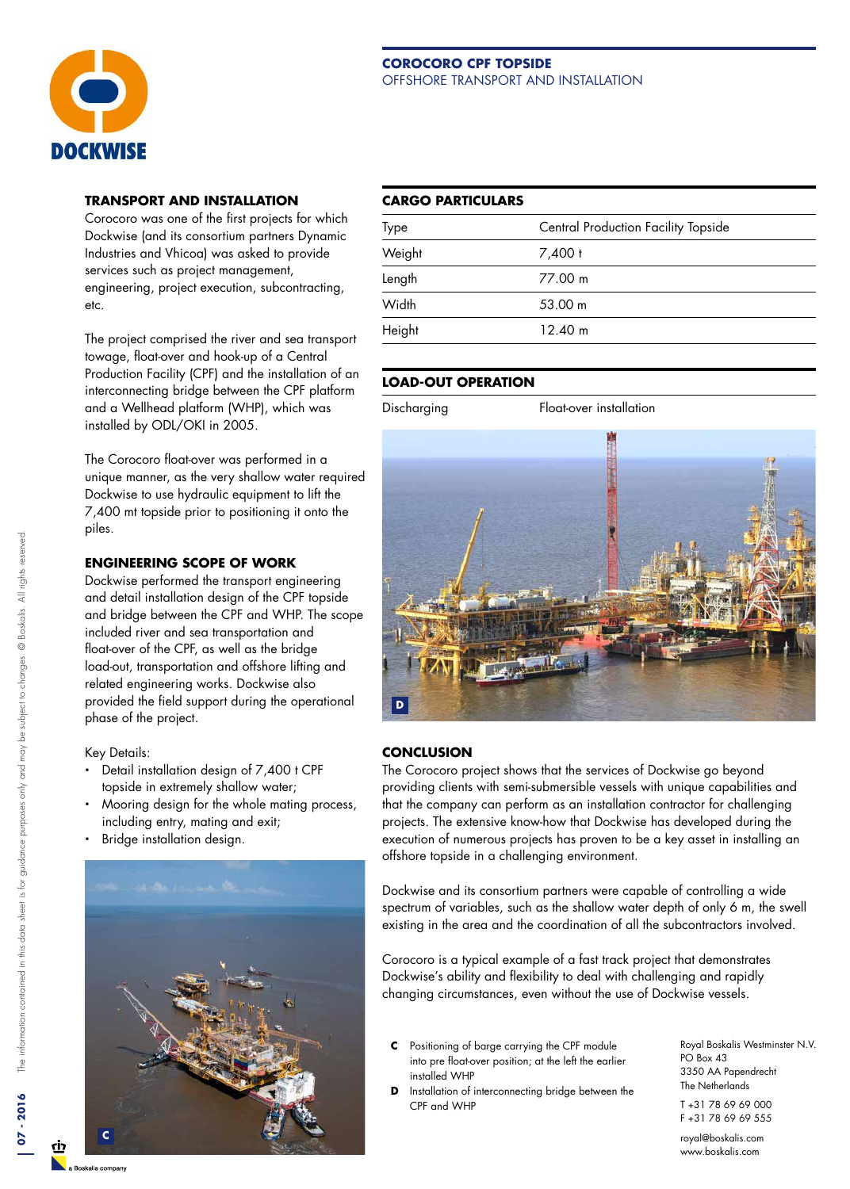# COROCORO CPF TOPSIDE
OFFSHORE TRANSPORT AND INSTALLATION

## TRANSPORT AND INSTALLATION

Corocoro was one of the first projects for which Dockwise (and its consortium partners Dynamic Industries and Vhicoa) was asked to provide services such as project management, engineering, project execution, subcontracting, etc.

The project comprised the river and sea transport towage, float-over and hook-up of a Central Production Facility (CPF) and the installation of an interconnecting bridge between the CPF platform and a Wellhead platform (WHP), which was installed by ODL/OKI in 2005.

The Corocoro float-over was performed in a unique manner, as the very shallow water required Dockwise to use hydraulic equipment to lift the 7,400 mt topside prior to positioning it onto the piles.

## ENGINEERING SCOPE OF WORK

Dockwise performed the transport engineering and detail installation design of the CPF topside and bridge between the CPF and WHP. The scope included river and sea transportation and float-over of the CPF, as well as the bridge load-out, transportation and offshore lifting and related engineering works. Dockwise also provided the field support during the operational phase of the project.

Key Details:

- Detail installation design of 7,400 t CPF topside in extremely shallow water;
- Mooring design for the whole mating process, including entry, mating and exit;
- Bridge installation design.

## CARGO PARTICULARS

| | |
|---|---|
| Type | Central Production Facility Topside |
| Weight | 7,400 t |
| Length | 77.00 m |
| Width | 53.00 m |
| Height | 12.40 m |

## LOAD-OUT OPERATION

| | |
|---|---|
| Discharging | Float-over installation |

## CONCLUSION

The Corocoro project shows that the services of Dockwise go beyond providing clients with semi-submersible vessels with unique capabilities and that the company can perform as an installation contractor for challenging projects. The extensive know-how that Dockwise has developed during the execution of numerous projects has proven to be a key asset in installing an offshore topside in a challenging environment.

Dockwise and its consortium partners were capable of controlling a wide spectrum of variables, such as the shallow water depth of only 6 m, the swell existing in the area and the coordination of all the subcontractors involved.

Corocoro is a typical example of a fast track project that demonstrates Dockwise's ability and flexibility to deal with challenging and rapidly changing circumstances, even without the use of Dockwise vessels.

**C** Positioning of barge carrying the CPF module into pre float-over position; at the left the earlier installed WHP

**D** Installation of interconnecting bridge between the CPF and WHP

Royal Boskalis Westminster N.V.
PO Box 43
3350 AA Papendrecht
The Netherlands

T +31 78 69 69 000
F +31 78 69 69 555

royal@boskalis.com
www.boskalis.com

The information contained in this data sheet is for guidance purposes only and may be subject to changes. © Boskalis. All rights reserved.

07 - 2016